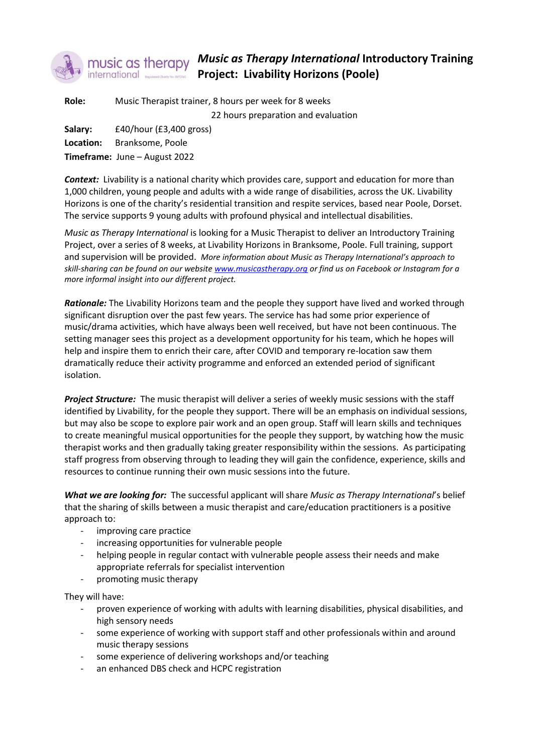# *Music as Therapy International* Introductory Training Project: Livability Horizons (Poole)

**Role:** Music Therapist trainer, 8 hours per week for 8 weeks
22 hours preparation and evaluation

**Salary:** £40/hour (£3,400 gross)

**Location:** Branksome, Poole

**Timeframe:** June – August 2022

***Context:*** Livability is a national charity which provides care, support and education for more than 1,000 children, young people and adults with a wide range of disabilities, across the UK. Livability Horizons is one of the charity's residential transition and respite services, based near Poole, Dorset. The service supports 9 young adults with profound physical and intellectual disabilities.

*Music as Therapy International* is looking for a Music Therapist to deliver an Introductory Training Project, over a series of 8 weeks, at Livability Horizons in Branksome, Poole. Full training, support and supervision will be provided. *More information about Music as Therapy International's approach to skill-sharing can be found on our website [www.musicastherapy.org](www.musicastherapy.org) or find us on Facebook or Instagram for a more informal insight into our different project.*

***Rationale:*** The Livability Horizons team and the people they support have lived and worked through significant disruption over the past few years. The service has had some prior experience of music/drama activities, which have always been well received, but have not been continuous. The setting manager sees this project as a development opportunity for his team, which he hopes will help and inspire them to enrich their care, after COVID and temporary re-location saw them dramatically reduce their activity programme and enforced an extended period of significant isolation.

***Project Structure:*** The music therapist will deliver a series of weekly music sessions with the staff identified by Livability, for the people they support. There will be an emphasis on individual sessions, but may also be scope to explore pair work and an open group. Staff will learn skills and techniques to create meaningful musical opportunities for the people they support, by watching how the music therapist works and then gradually taking greater responsibility within the sessions. As participating staff progress from observing through to leading they will gain the confidence, experience, skills and resources to continue running their own music sessions into the future.

***What we are looking for:*** The successful applicant will share *Music as Therapy International*'s belief that the sharing of skills between a music therapist and care/education practitioners is a positive approach to:

- improving care practice
- increasing opportunities for vulnerable people
- helping people in regular contact with vulnerable people assess their needs and make appropriate referrals for specialist intervention
- promoting music therapy

They will have:

- proven experience of working with adults with learning disabilities, physical disabilities, and high sensory needs
- some experience of working with support staff and other professionals within and around music therapy sessions
- some experience of delivering workshops and/or teaching
- an enhanced DBS check and HCPC registration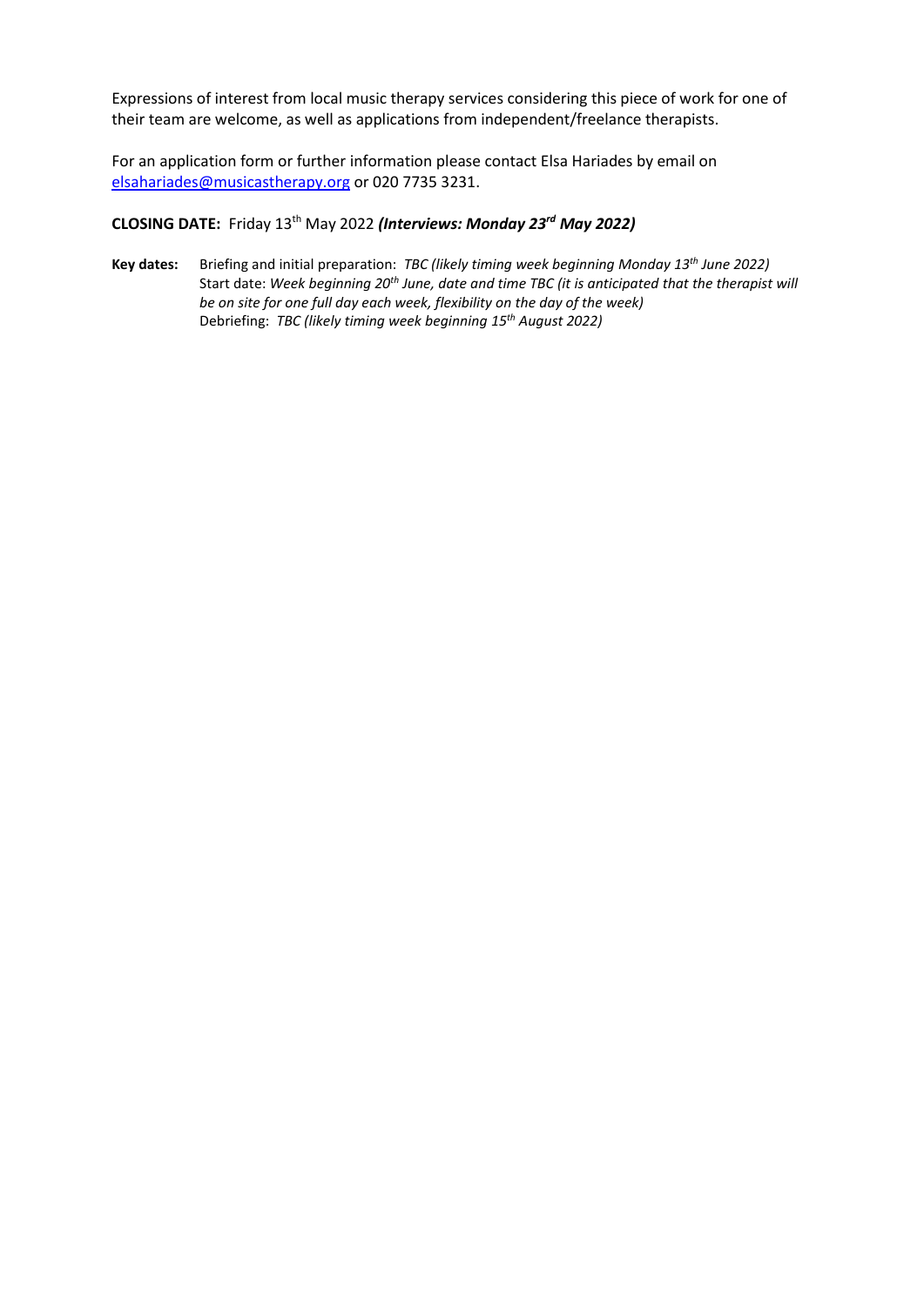Expressions of interest from local music therapy services considering this piece of work for one of their team are welcome, as well as applications from independent/freelance therapists.

For an application form or further information please contact Elsa Hariades by email on elsahariades@musicastherapy.org or 020 7735 3231.

**CLOSING DATE:** Friday 13th May 2022 ***(Interviews: Monday 23rd May 2022)***

**Key dates:** Briefing and initial preparation: *TBC (likely timing week beginning Monday 13th June 2022)*
Start date: *Week beginning 20th June, date and time TBC (it is anticipated that the therapist will be on site for one full day each week, flexibility on the day of the week)*
Debriefing: *TBC (likely timing week beginning 15th August 2022)*